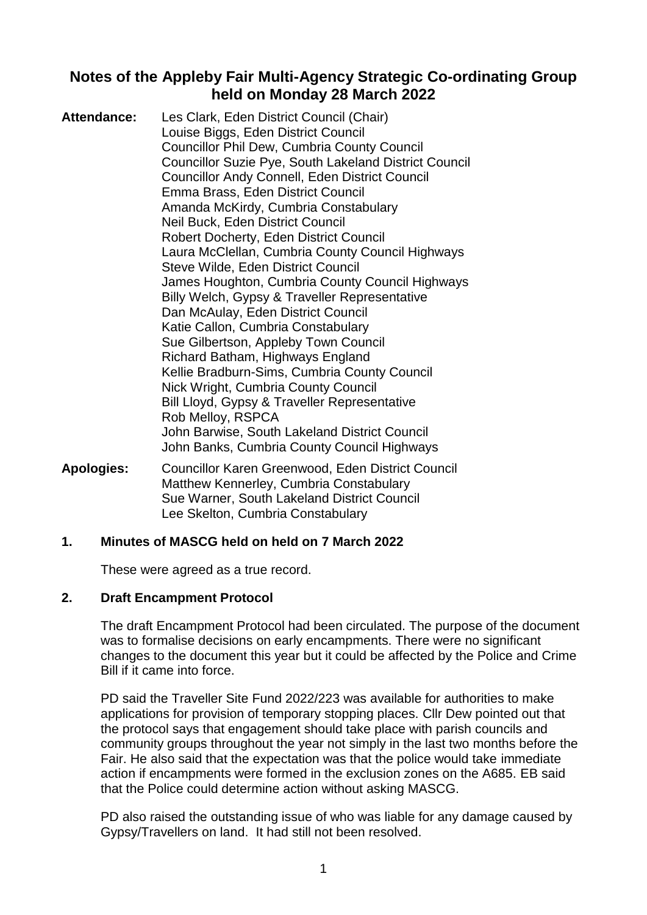# Notes of the Appleby Fair Multi-Agency Strategic Co-ordinating Group held on Monday 28 March 2022

**Attendance:**

Les Clark, Eden District Council (Chair)
Louise Biggs, Eden District Council
Councillor Phil Dew, Cumbria County Council
Councillor Suzie Pye, South Lakeland District Council
Councillor Andy Connell, Eden District Council
Emma Brass, Eden District Council
Amanda McKirdy, Cumbria Constabulary
Neil Buck, Eden District Council
Robert Docherty, Eden District Council
Laura McClellan, Cumbria County Council Highways
Steve Wilde, Eden District Council
James Houghton, Cumbria County Council Highways
Billy Welch, Gypsy & Traveller Representative
Dan McAulay, Eden District Council
Katie Callon, Cumbria Constabulary
Sue Gilbertson, Appleby Town Council
Richard Batham, Highways England
Kellie Bradburn-Sims, Cumbria County Council
Nick Wright, Cumbria County Council
Bill Lloyd, Gypsy & Traveller Representative
Rob Melloy, RSPCA
John Barwise, South Lakeland District Council
John Banks, Cumbria County Council Highways

**Apologies:**

Councillor Karen Greenwood, Eden District Council
Matthew Kennerley, Cumbria Constabulary
Sue Warner, South Lakeland District Council
Lee Skelton, Cumbria Constabulary

## 1. Minutes of MASCG held on held on 7 March 2022

These were agreed as a true record.

## 2. Draft Encampment Protocol

The draft Encampment Protocol had been circulated. The purpose of the document was to formalise decisions on early encampments. There were no significant changes to the document this year but it could be affected by the Police and Crime Bill if it came into force.

PD said the Traveller Site Fund 2022/223 was available for authorities to make applications for provision of temporary stopping places. Cllr Dew pointed out that the protocol says that engagement should take place with parish councils and community groups throughout the year not simply in the last two months before the Fair. He also said that the expectation was that the police would take immediate action if encampments were formed in the exclusion zones on the A685. EB said that the Police could determine action without asking MASCG.

PD also raised the outstanding issue of who was liable for any damage caused by Gypsy/Travellers on land. It had still not been resolved.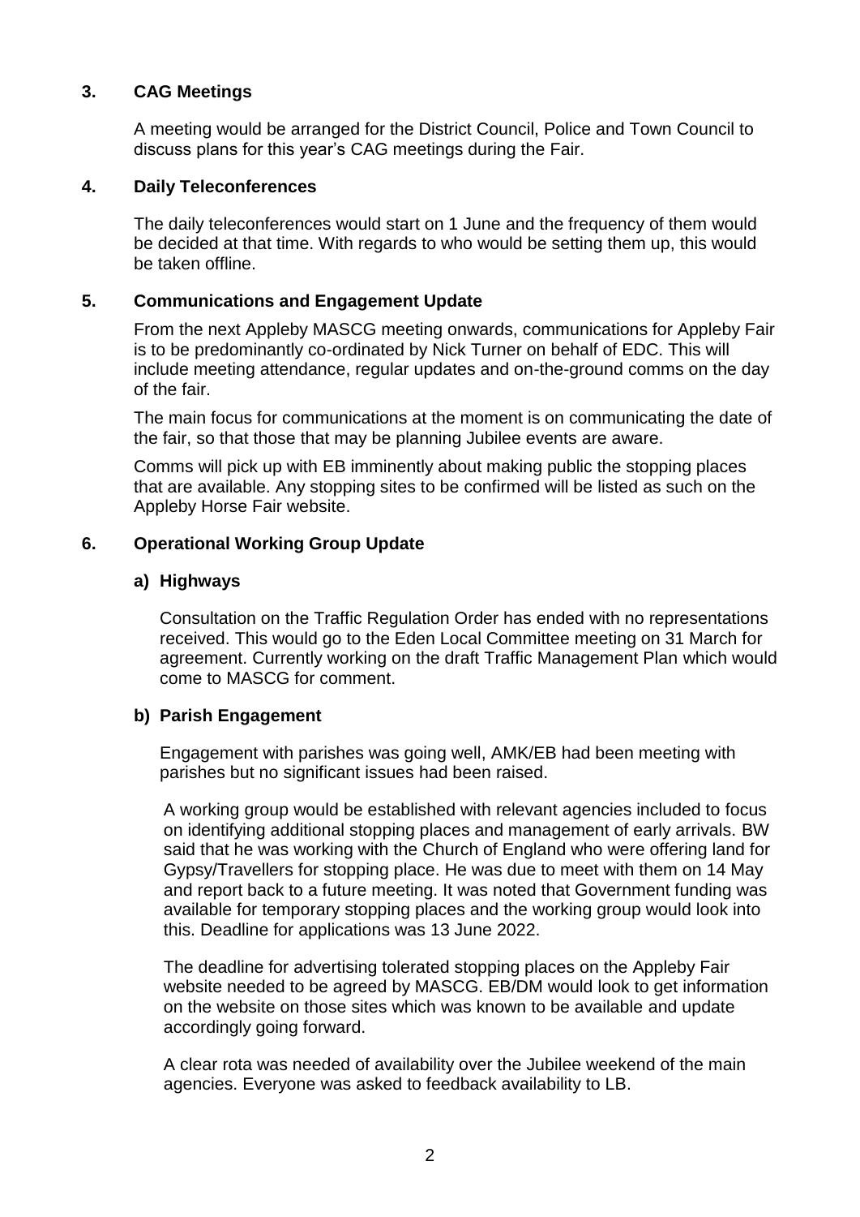## 3. CAG Meetings

A meeting would be arranged for the District Council, Police and Town Council to discuss plans for this year's CAG meetings during the Fair.

## 4. Daily Teleconferences

The daily teleconferences would start on 1 June and the frequency of them would be decided at that time. With regards to who would be setting them up, this would be taken offline.

## 5. Communications and Engagement Update

From the next Appleby MASCG meeting onwards, communications for Appleby Fair is to be predominantly co-ordinated by Nick Turner on behalf of EDC. This will include meeting attendance, regular updates and on-the-ground comms on the day of the fair.

The main focus for communications at the moment is on communicating the date of the fair, so that those that may be planning Jubilee events are aware.

Comms will pick up with EB imminently about making public the stopping places that are available. Any stopping sites to be confirmed will be listed as such on the Appleby Horse Fair website.

## 6. Operational Working Group Update

### a) Highways

Consultation on the Traffic Regulation Order has ended with no representations received. This would go to the Eden Local Committee meeting on 31 March for agreement. Currently working on the draft Traffic Management Plan which would come to MASCG for comment.

### b) Parish Engagement

Engagement with parishes was going well, AMK/EB had been meeting with parishes but no significant issues had been raised.

A working group would be established with relevant agencies included to focus on identifying additional stopping places and management of early arrivals. BW said that he was working with the Church of England who were offering land for Gypsy/Travellers for stopping place. He was due to meet with them on 14 May and report back to a future meeting. It was noted that Government funding was available for temporary stopping places and the working group would look into this. Deadline for applications was 13 June 2022.

The deadline for advertising tolerated stopping places on the Appleby Fair website needed to be agreed by MASCG. EB/DM would look to get information on the website on those sites which was known to be available and update accordingly going forward.

A clear rota was needed of availability over the Jubilee weekend of the main agencies. Everyone was asked to feedback availability to LB.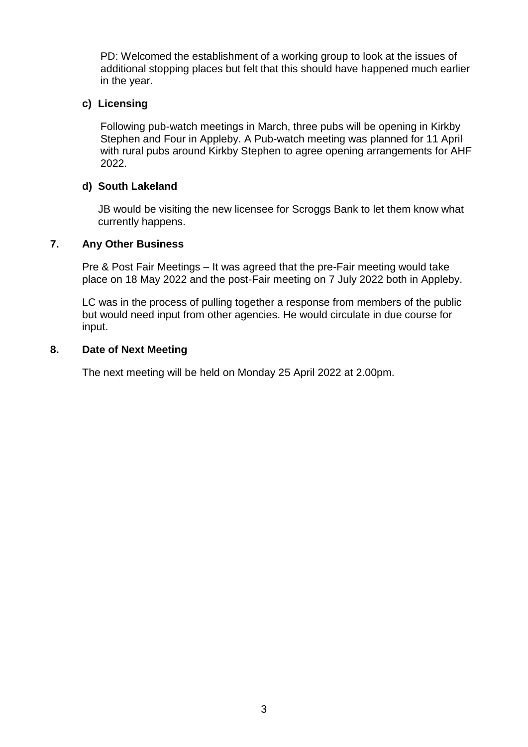PD: Welcomed the establishment of a working group to look at the issues of additional stopping places but felt that this should have happened much earlier in the year.

**c) Licensing**

Following pub-watch meetings in March, three pubs will be opening in Kirkby Stephen and Four in Appleby. A Pub-watch meeting was planned for 11 April with rural pubs around Kirkby Stephen to agree opening arrangements for AHF 2022.

**d) South Lakeland**

JB would be visiting the new licensee for Scroggs Bank to let them know what currently happens.

## 7. Any Other Business

Pre & Post Fair Meetings – It was agreed that the pre-Fair meeting would take place on 18 May 2022 and the post-Fair meeting on 7 July 2022 both in Appleby.

LC was in the process of pulling together a response from members of the public but would need input from other agencies. He would circulate in due course for input.

## 8. Date of Next Meeting

The next meeting will be held on Monday 25 April 2022 at 2.00pm.